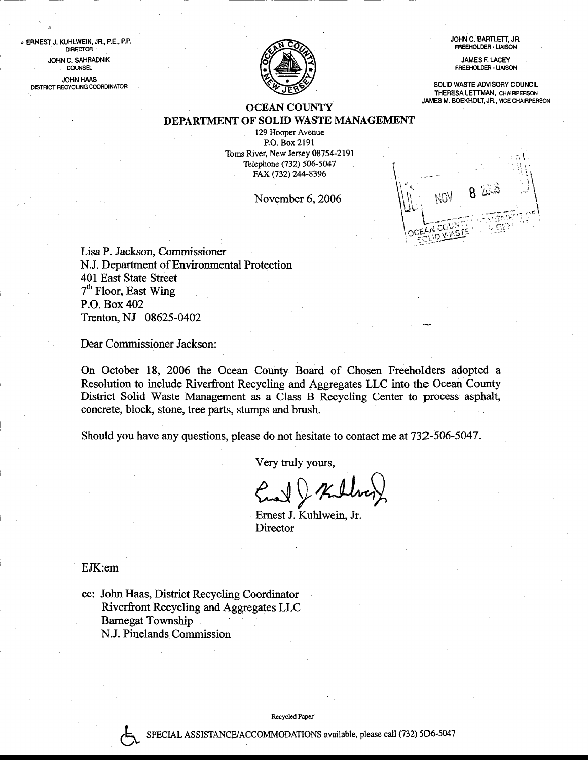ERNEST J. KUHLWEIN, JR., P.E., P.P.
DIRECTOR

JOHN C. SAHRADNIK
COUNSEL

JOHN HAAS
DISTRICT RECYCLING COORDINATOR

JOHN C. BARTLETT, JR.
FREEHOLDER - LIAISON

JAMES F. LACEY
FREEHOLDER - LIAISON

SOLID WASTE ADVISORY COUNCIL
THERESA LETTMAN, CHAIRPERSON
JAMES M. BOEKHOLT, JR., VICE CHAIRPERSON

# OCEAN COUNTY
## DEPARTMENT OF SOLID WASTE MANAGEMENT

129 Hooper Avenue
P.O. Box 2191
Toms River, New Jersey 08754-2191
Telephone (732) 506-5047
FAX (732) 244-8396

November 6, 2006

NOV 8 2006
OCEAN COUNTY DEPARTMENT OF SOLID WASTE MANAGEMENT

Lisa P. Jackson, Commissioner
N.J. Department of Environmental Protection
401 East State Street
7th Floor, East Wing
P.O. Box 402
Trenton, NJ 08625-0402

Dear Commissioner Jackson:

On October 18, 2006 the Ocean County Board of Chosen Freeholders adopted a Resolution to include Riverfront Recycling and Aggregates LLC into the Ocean County District Solid Waste Management as a Class B Recycling Center to process asphalt, concrete, block, stone, tree parts, stumps and brush.

Should you have any questions, please do not hesitate to contact me at 732-506-5047.

Very truly yours,

Ernest J. Kuhlwein, Jr.
Director

EJK:em

cc: John Haas, District Recycling Coordinator
Riverfront Recycling and Aggregates LLC
Barnegat Township
N.J. Pinelands Commission

Recycled Paper

SPECIAL ASSISTANCE/ACCOMMODATIONS available, please call (732) 506-5047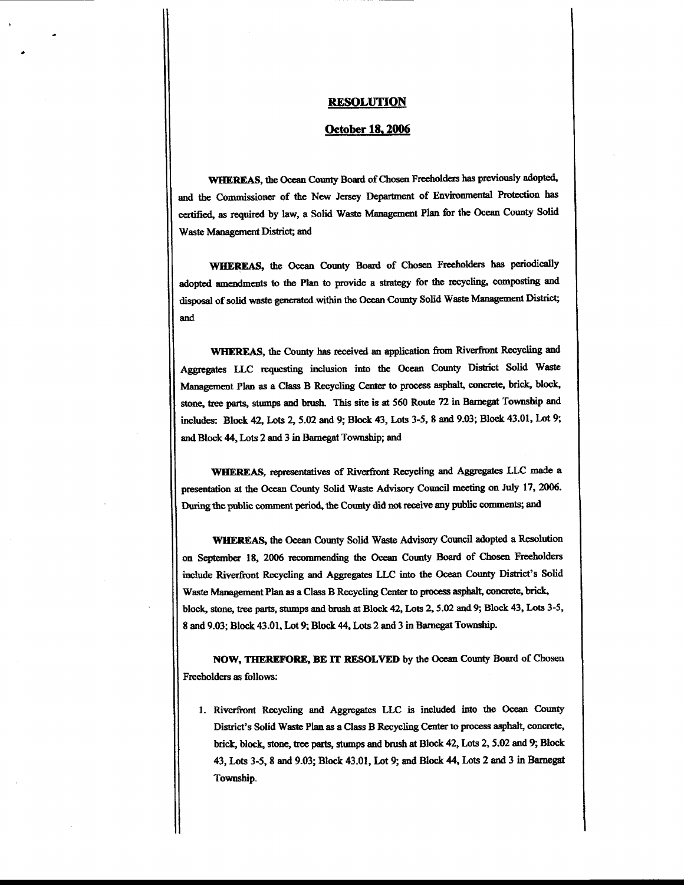**RESOLUTION**

**October 18, 2006**

**WHEREAS,** the Ocean County Board of Chosen Freeholders has previously adopted, and the Commissioner of the New Jersey Department of Environmental Protection has certified, as required by law, a Solid Waste Management Plan for the Ocean County Solid Waste Management District; and

**WHEREAS,** the Ocean County Board of Chosen Freeholders has periodically adopted amendments to the Plan to provide a strategy for the recycling, composting and disposal of solid waste generated within the Ocean County Solid Waste Management District; and

**WHEREAS,** the County has received an application from Riverfront Recycling and Aggregates LLC requesting inclusion into the Ocean County District Solid Waste Management Plan as a Class B Recycling Center to process asphalt, concrete, brick, block, stone, tree parts, stumps and brush. This site is at 560 Route 72 in Barnegat Township and includes: Block 42, Lots 2, 5.02 and 9; Block 43, Lots 3-5, 8 and 9.03; Block 43.01, Lot 9; and Block 44, Lots 2 and 3 in Barnegat Township; and

**WHEREAS,** representatives of Riverfront Recycling and Aggregates LLC made a presentation at the Ocean County Solid Waste Advisory Council meeting on July 17, 2006. During the public comment period, the County did not receive any public comments; and

**WHEREAS,** the Ocean County Solid Waste Advisory Council adopted a Resolution on September 18, 2006 recommending the Ocean County Board of Chosen Freeholders include Riverfront Recycling and Aggregates LLC into the Ocean County District's Solid Waste Management Plan as a Class B Recycling Center to process asphalt, concrete, brick, block, stone, tree parts, stumps and brush at Block 42, Lots 2, 5.02 and 9; Block 43, Lots 3-5, 8 and 9.03; Block 43.01, Lot 9; Block 44, Lots 2 and 3 in Barnegat Township.

**NOW, THEREFORE, BE IT RESOLVED** by the Ocean County Board of Chosen Freeholders as follows:

1. Riverfront Recycling and Aggregates LLC is included into the Ocean County District's Solid Waste Plan as a Class B Recycling Center to process asphalt, concrete, brick, block, stone, tree parts, stumps and brush at Block 42, Lots 2, 5.02 and 9; Block 43, Lots 3-5, 8 and 9.03; Block 43.01, Lot 9; and Block 44, Lots 2 and 3 in Barnegat Township.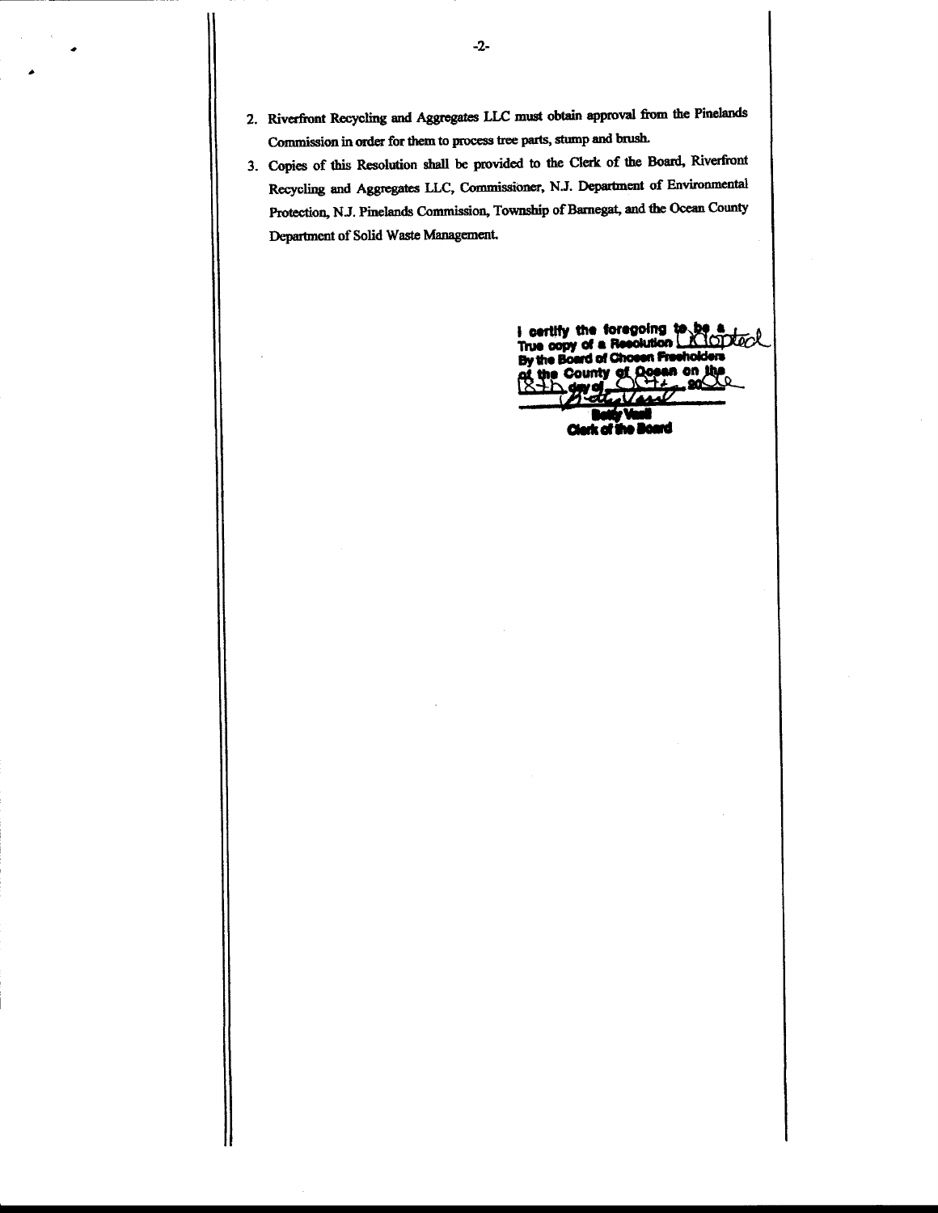2. Riverfront Recycling and Aggregates LLC must obtain approval from the Pinelands Commission in order for them to process tree parts, stump and brush.
3. Copies of this Resolution shall be provided to the Clerk of the Board, Riverfront Recycling and Aggregates LLC, Commissioner, N.J. Department of Environmental Protection, N.J. Pinelands Commission, Township of Barnegat, and the Ocean County Department of Solid Waste Management.

I certify the foregoing to be a True copy of a Resolution Adopted By the Board of Chosen Freeholders of the County of Ocean on the 18th day of Oct., 2006

Betty Vasil
Clerk of the Board